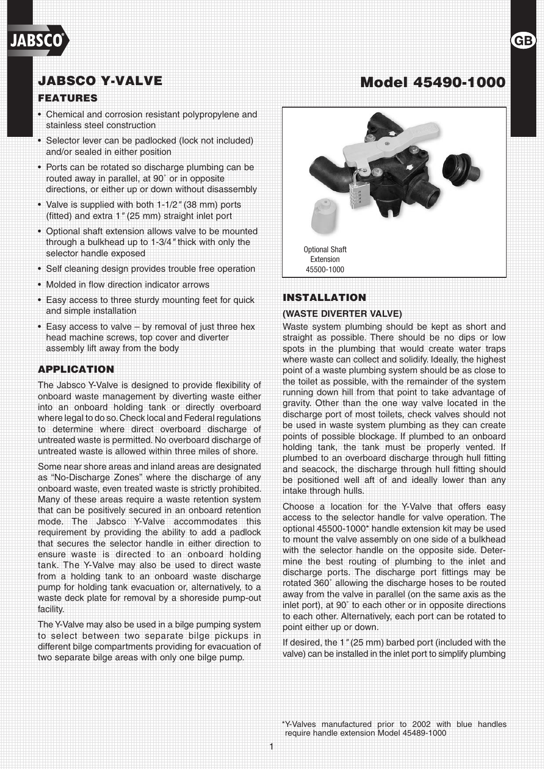# JABSCO Y-VALVE

## Model 45490-1000

### FEATURES

- Chemical and corrosion resistant polypropylene and stainless steel construction
- Selector lever can be padlocked (lock not included) and/or sealed in either position
- Ports can be rotated so discharge plumbing can be routed away in parallel, at 90˚ or in opposite directions, or either up or down without disassembly
- Valve is supplied with both 1-1/2″ (38 mm) ports (fitted) and extra 1″ (25 mm) straight inlet port
- Optional shaft extension allows valve to be mounted through a bulkhead up to 1-3/4″ thick with only the selector handle exposed
- Self cleaning design provides trouble free operation
- Molded in flow direction indicator arrows
- Easy access to three sturdy mounting feet for quick and simple installation
- Easy access to valve – by removal of just three hex head machine screws, top cover and diverter assembly lift away from the body

### APPLICATION

The Jabsco Y-Valve is designed to provide flexibility of onboard waste management by diverting waste either into an onboard holding tank or directly overboard where legal to do so. Check local and Federal regulations to determine where direct overboard discharge of untreated waste is permitted. No overboard discharge of untreated waste is allowed within three miles of shore.

Some near shore areas and inland areas are designated as "No-Discharge Zones" where the discharge of any onboard waste, even treated waste is strictly prohibited. Many of these areas require a waste retention system that can be positively secured in an onboard retention mode. The Jabsco Y-Valve accommodates this requirement by providing the ability to add a padlock that secures the selector handle in either direction to ensure waste is directed to an onboard holding tank. The Y-Valve may also be used to direct waste from a holding tank to an onboard waste discharge pump for holding tank evacuation or, alternatively, to a waste deck plate for removal by a shoreside pump-out facility.

The Y-Valve may also be used in a bilge pumping system to select between two separate bilge pickups in different bilge compartments providing for evacuation of two separate bilge areas with only one bilge pump.

Optional Shaft Extension 45500-1000

### INSTALLATION

#### (WASTE DIVERTER VALVE)

Waste system plumbing should be kept as short and straight as possible. There should be no dips or low spots in the plumbing that would create water traps where waste can collect and solidify. Ideally, the highest point of a waste plumbing system should be as close to the toilet as possible, with the remainder of the system running down hill from that point to take advantage of gravity. Other than the one way valve located in the discharge port of most toilets, check valves should not be used in waste system plumbing as they can create points of possible blockage. If plumbed to an onboard holding tank, the tank must be properly vented. If plumbed to an overboard discharge through hull fitting and seacock, the discharge through hull fitting should be positioned well aft of and ideally lower than any intake through hulls.

Choose a location for the Y-Valve that offers easy access to the selector handle for valve operation. The optional 45500-1000* handle extension kit may be used to mount the valve assembly on one side of a bulkhead with the selector handle on the opposite side. Determine the best routing of plumbing to the inlet and discharge ports. The discharge port fittings may be rotated 360˚ allowing the discharge hoses to be routed away from the valve in parallel (on the same axis as the inlet port), at 90˚ to each other or in opposite directions to each other. Alternatively, each port can be rotated to point either up or down.

If desired, the 1″ (25 mm) barbed port (included with the valve) can be installed in the inlet port to simplify plumbing

*Y-Valves manufactured prior to 2002 with blue handles require handle extension Model 45489-1000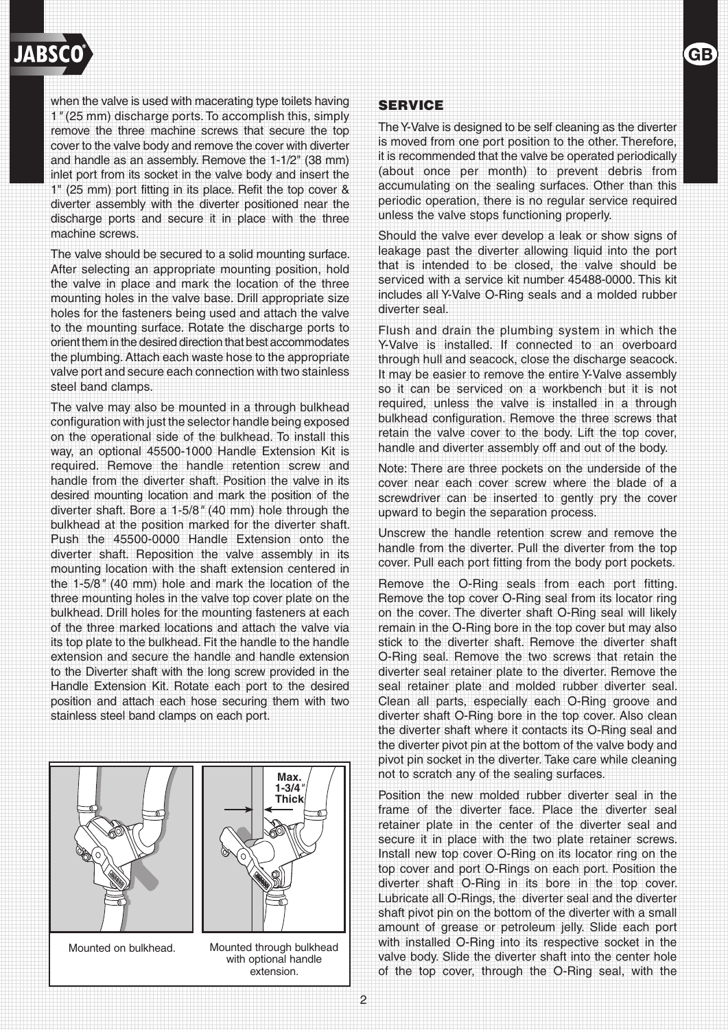when the valve is used with macerating type toilets having 1″ (25 mm) discharge ports. To accomplish this, simply remove the three machine screws that secure the top cover to the valve body and remove the cover with diverter and handle as an assembly. Remove the 1-1/2" (38 mm) inlet port from its socket in the valve body and insert the 1" (25 mm) port fitting in its place. Refit the top cover & diverter assembly with the diverter positioned near the discharge ports and secure it in place with the three machine screws.

The valve should be secured to a solid mounting surface. After selecting an appropriate mounting position, hold the valve in place and mark the location of the three mounting holes in the valve base. Drill appropriate size holes for the fasteners being used and attach the valve to the mounting surface. Rotate the discharge ports to orient them in the desired direction that best accommodates the plumbing. Attach each waste hose to the appropriate valve port and secure each connection with two stainless steel band clamps.

The valve may also be mounted in a through bulkhead configuration with just the selector handle being exposed on the operational side of the bulkhead. To install this way, an optional 45500-1000 Handle Extension Kit is required. Remove the handle retention screw and handle from the diverter shaft. Position the valve in its desired mounting location and mark the position of the diverter shaft. Bore a 1-5/8″ (40 mm) hole through the bulkhead at the position marked for the diverter shaft. Push the 45500-0000 Handle Extension onto the diverter shaft. Reposition the valve assembly in its mounting location with the shaft extension centered in the 1-5/8″ (40 mm) hole and mark the location of the three mounting holes in the valve top cover plate on the bulkhead. Drill holes for the mounting fasteners at each of the three marked locations and attach the valve via its top plate to the bulkhead. Fit the handle to the handle extension and secure the handle and handle extension to the Diverter shaft with the long screw provided in the Handle Extension Kit. Rotate each port to the desired position and attach each hose securing them with two stainless steel band clamps on each port.

Max. 1-3/4″ Thick

Mounted on bulkhead.

Mounted through bulkhead with optional handle extension.

## SERVICE

The Y-Valve is designed to be self cleaning as the diverter is moved from one port position to the other. Therefore, it is recommended that the valve be operated periodically (about once per month) to prevent debris from accumulating on the sealing surfaces. Other than this periodic operation, there is no regular service required unless the valve stops functioning properly.

Should the valve ever develop a leak or show signs of leakage past the diverter allowing liquid into the port that is intended to be closed, the valve should be serviced with a service kit number 45488-0000. This kit includes all Y-Valve O-Ring seals and a molded rubber diverter seal.

Flush and drain the plumbing system in which the Y-Valve is installed. If connected to an overboard through hull and seacock, close the discharge seacock. It may be easier to remove the entire Y-Valve assembly so it can be serviced on a workbench but it is not required, unless the valve is installed in a through bulkhead configuration. Remove the three screws that retain the valve cover to the body. Lift the top cover, handle and diverter assembly off and out of the body.

Note: There are three pockets on the underside of the cover near each cover screw where the blade of a screwdriver can be inserted to gently pry the cover upward to begin the separation process.

Unscrew the handle retention screw and remove the handle from the diverter. Pull the diverter from the top cover. Pull each port fitting from the body port pockets.

Remove the O-Ring seals from each port fitting. Remove the top cover O-Ring seal from its locator ring on the cover. The diverter shaft O-Ring seal will likely remain in the O-Ring bore in the top cover but may also stick to the diverter shaft. Remove the diverter shaft O-Ring seal. Remove the two screws that retain the diverter seal retainer plate to the diverter. Remove the seal retainer plate and molded rubber diverter seal. Clean all parts, especially each O-Ring groove and diverter shaft O-Ring bore in the top cover. Also clean the diverter shaft where it contacts its O-Ring seal and the diverter pivot pin at the bottom of the valve body and pivot pin socket in the diverter. Take care while cleaning not to scratch any of the sealing surfaces.

Position the new molded rubber diverter seal in the frame of the diverter face. Place the diverter seal retainer plate in the center of the diverter seal and secure it in place with the two plate retainer screws. Install new top cover O-Ring on its locator ring on the top cover and port O-Rings on each port. Position the diverter shaft O-Ring in its bore in the top cover. Lubricate all O-Rings, the diverter seal and the diverter shaft pivot pin on the bottom of the diverter with a small amount of grease or petroleum jelly. Slide each port with installed O-Ring into its respective socket in the valve body. Slide the diverter shaft into the center hole of the top cover, through the O-Ring seal, with the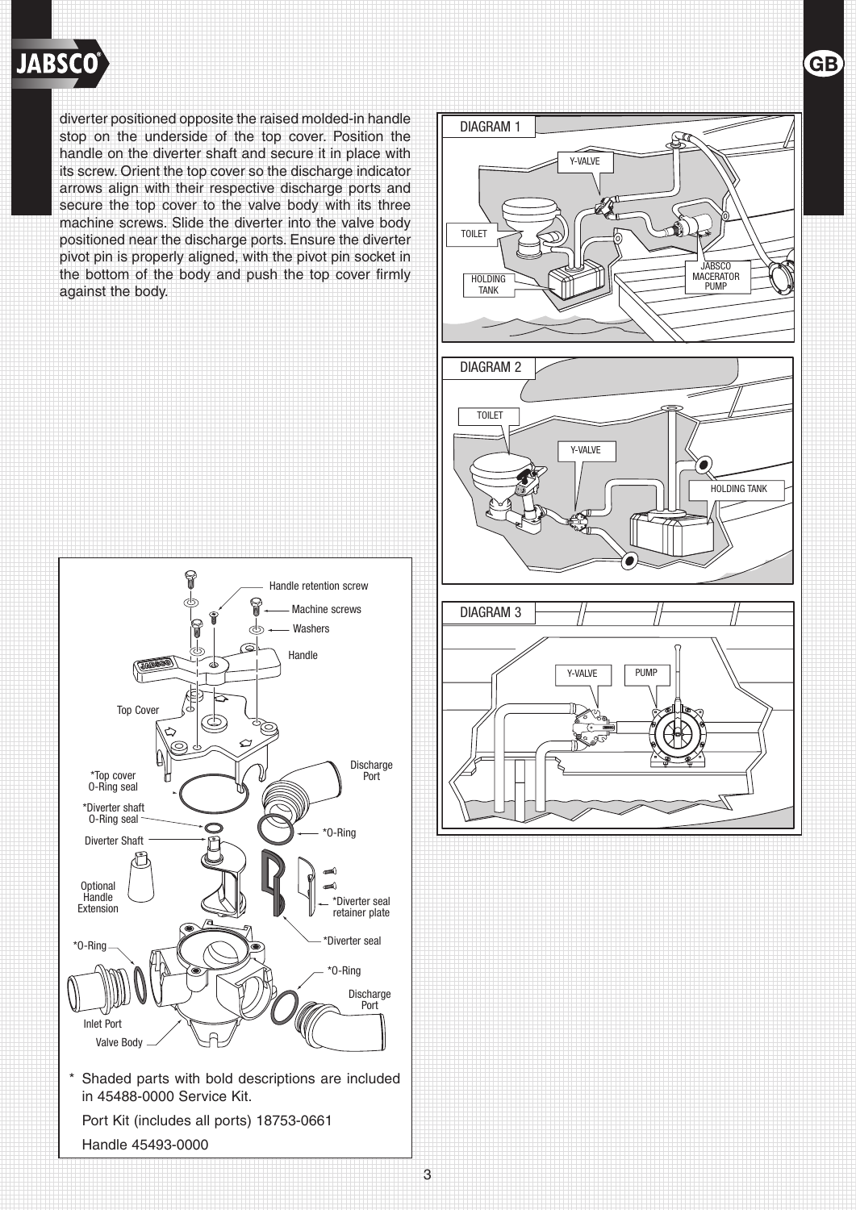diverter positioned opposite the raised molded-in handle stop on the underside of the top cover. Position the handle on the diverter shaft and secure it in place with its screw. Orient the top cover so the discharge indicator arrows align with their respective discharge ports and secure the top cover to the valve body with its three machine screws. Slide the diverter into the valve body positioned near the discharge ports. Ensure the diverter pivot pin is properly aligned, with the pivot pin socket in the bottom of the body and push the top cover firmly against the body.

DIAGRAM 1

Y-VALVE

TOILET

HOLDING TANK

JABSCO MACERATOR PUMP

DIAGRAM 2

TOILET

Y-VALVE

HOLDING TANK

DIAGRAM 3

Y-VALVE

PUMP

Handle retention screw

Machine screws

Washers

Handle

Top Cover

*Top cover O-Ring seal

*Diverter shaft O-Ring seal

Diverter Shaft

Optional Handle Extension

*O-Ring

Inlet Port

Valve Body

Discharge Port

*O-Ring

*Diverter seal retainer plate

*Diverter seal

*O-Ring

Discharge Port

\* Shaded parts with bold descriptions are included in 45488-0000 Service Kit.

Port Kit (includes all ports) 18753-0661

Handle 45493-0000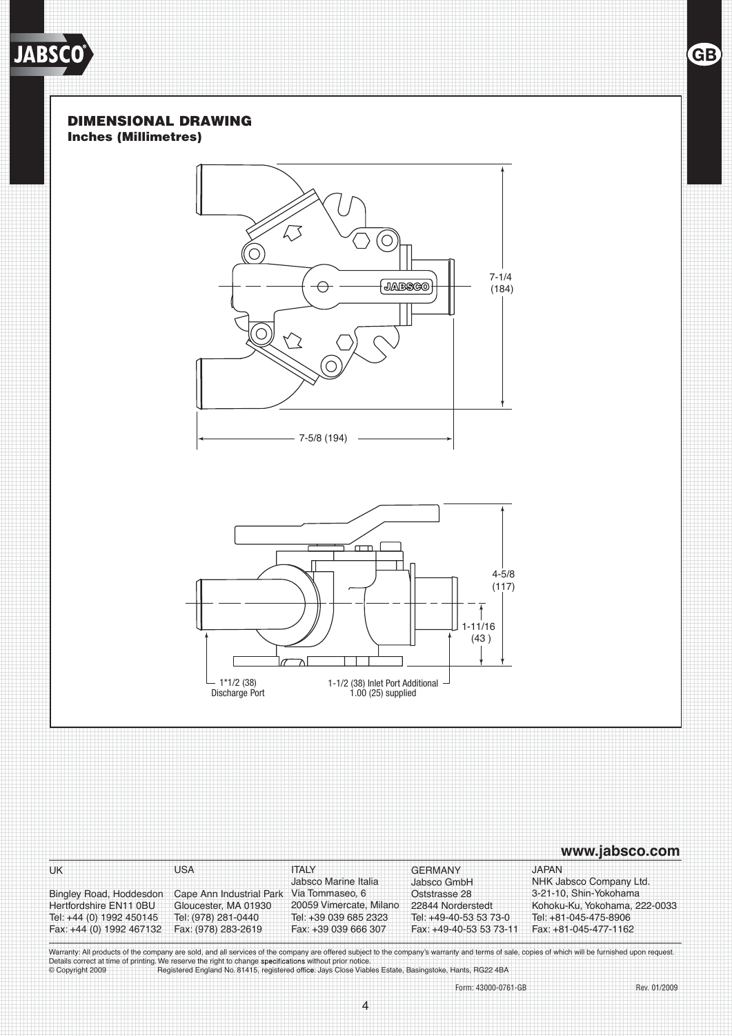## DIMENSIONAL DRAWING
**Inches (Millimetres)**

7-1/4
(184)

7-5/8 (194)

4-5/8
(117)

1-11/16
(43 )

1*1/2 (38)
Discharge Port

1-1/2 (38) Inlet Port Additional
1.00 (25) supplied

**www.jabsco.com**

| UK | USA | ITALY | GERMANY | JAPAN |
|---|---|---|---|---|
| | | Jabsco Marine Italia | Jabsco GmbH | NHK Jabsco Company Ltd. |
| Bingley Road, Hoddesdon | Cape Ann Industrial Park | Via Tommaseo, 6 | Oststrasse 28 | 3-21-10, Shin-Yokohama |
| Hertfordshire EN11 0BU | Gloucester, MA 01930 | 20059 Vimercate, Milano | 22844 Norderstedt | Kohoku-Ku, Yokohama, 222-0033 |
| Tel: +44 (0) 1992 450145 | Tel: (978) 281-0440 | Tel: +39 039 685 2323 | Tel: +49-40-53 53 73-0 | Tel: +81-045-475-8906 |
| Fax: +44 (0) 1992 467132 | Fax: (978) 283-2619 | Fax: +39 039 666 307 | Fax: +49-40-53 53 73-11 | Fax: +81-045-477-1162 |

Warranty: All products of the company are sold, and all services of the company are offered subject to the company's warranty and terms of sale, copies of which will be furnished upon request.
Details correct at time of printing. We reserve the right to change specifications without prior notice.
© Copyright 2009 Registered England No. 81415, registered office: Jays Close Viables Estate, Basingstoke, Hants, RG22 4BA

Form: 43000-0761-GB Rev. 01/2009